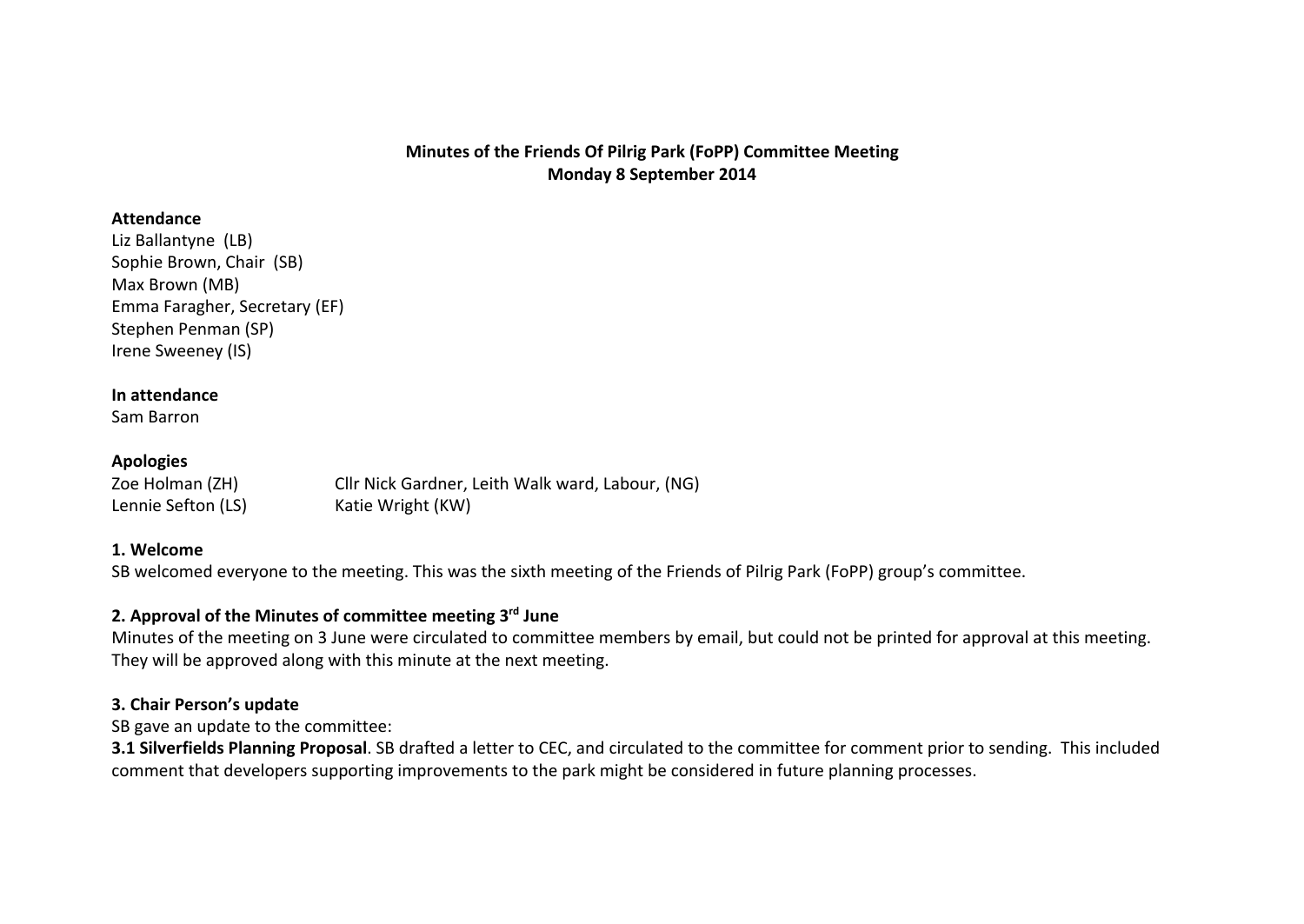**Minutes of the Friends Of Pilrig Park (FoPP) Committee Meeting**
**Monday 8 September 2014**

**Attendance**
Liz Ballantyne (LB)
Sophie Brown, Chair (SB)
Max Brown (MB)
Emma Faragher, Secretary (EF)
Stephen Penman (SP)
Irene Sweeney (IS)

**In attendance**
Sam Barron

**Apologies**

| | |
|---|---|
| Zoe Holman (ZH) | Cllr Nick Gardner, Leith Walk ward, Labour, (NG) |
| Lennie Sefton (LS) | Katie Wright (KW) |

**1. Welcome**
SB welcomed everyone to the meeting. This was the sixth meeting of the Friends of Pilrig Park (FoPP) group's committee.

**2. Approval of the Minutes of committee meeting 3rd June**
Minutes of the meeting on 3 June were circulated to committee members by email, but could not be printed for approval at this meeting. They will be approved along with this minute at the next meeting.

**3. Chair Person's update**
SB gave an update to the committee:
**3.1 Silverfields Planning Proposal**. SB drafted a letter to CEC, and circulated to the committee for comment prior to sending. This included comment that developers supporting improvements to the park might be considered in future planning processes.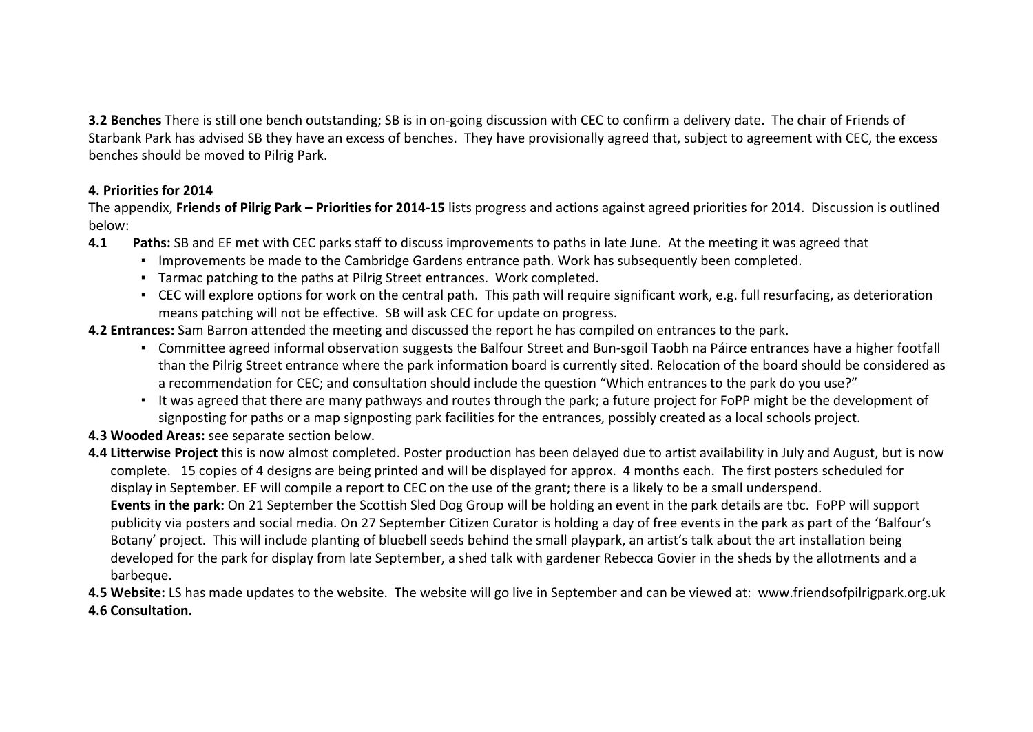**3.2 Benches** There is still one bench outstanding; SB is in on-going discussion with CEC to confirm a delivery date. The chair of Friends of Starbank Park has advised SB they have an excess of benches. They have provisionally agreed that, subject to agreement with CEC, the excess benches should be moved to Pilrig Park.

**4. Priorities for 2014**

The appendix, **Friends of Pilrig Park – Priorities for 2014-15** lists progress and actions against agreed priorities for 2014. Discussion is outlined below:

**4.1 Paths:** SB and EF met with CEC parks staff to discuss improvements to paths in late June. At the meeting it was agreed that

- Improvements be made to the Cambridge Gardens entrance path. Work has subsequently been completed.
- Tarmac patching to the paths at Pilrig Street entrances. Work completed.
- CEC will explore options for work on the central path. This path will require significant work, e.g. full resurfacing, as deterioration means patching will not be effective. SB will ask CEC for update on progress.

**4.2 Entrances:** Sam Barron attended the meeting and discussed the report he has compiled on entrances to the park.

- Committee agreed informal observation suggests the Balfour Street and Bun-sgoil Taobh na Páirce entrances have a higher footfall than the Pilrig Street entrance where the park information board is currently sited. Relocation of the board should be considered as a recommendation for CEC; and consultation should include the question "Which entrances to the park do you use?"
- It was agreed that there are many pathways and routes through the park; a future project for FoPP might be the development of signposting for paths or a map signposting park facilities for the entrances, possibly created as a local schools project.

**4.3 Wooded Areas:** see separate section below.

**4.4 Litterwise Project** this is now almost completed. Poster production has been delayed due to artist availability in July and August, but is now complete. 15 copies of 4 designs are being printed and will be displayed for approx. 4 months each. The first posters scheduled for display in September. EF will compile a report to CEC on the use of the grant; there is a likely to be a small underspend.

**Events in the park:** On 21 September the Scottish Sled Dog Group will be holding an event in the park details are tbc. FoPP will support publicity via posters and social media. On 27 September Citizen Curator is holding a day of free events in the park as part of the 'Balfour's Botany' project. This will include planting of bluebell seeds behind the small playpark, an artist's talk about the art installation being developed for the park for display from late September, a shed talk with gardener Rebecca Govier in the sheds by the allotments and a barbeque.

**4.5 Website:** LS has made updates to the website. The website will go live in September and can be viewed at: www.friendsofpilrigpark.org.uk

**4.6 Consultation.**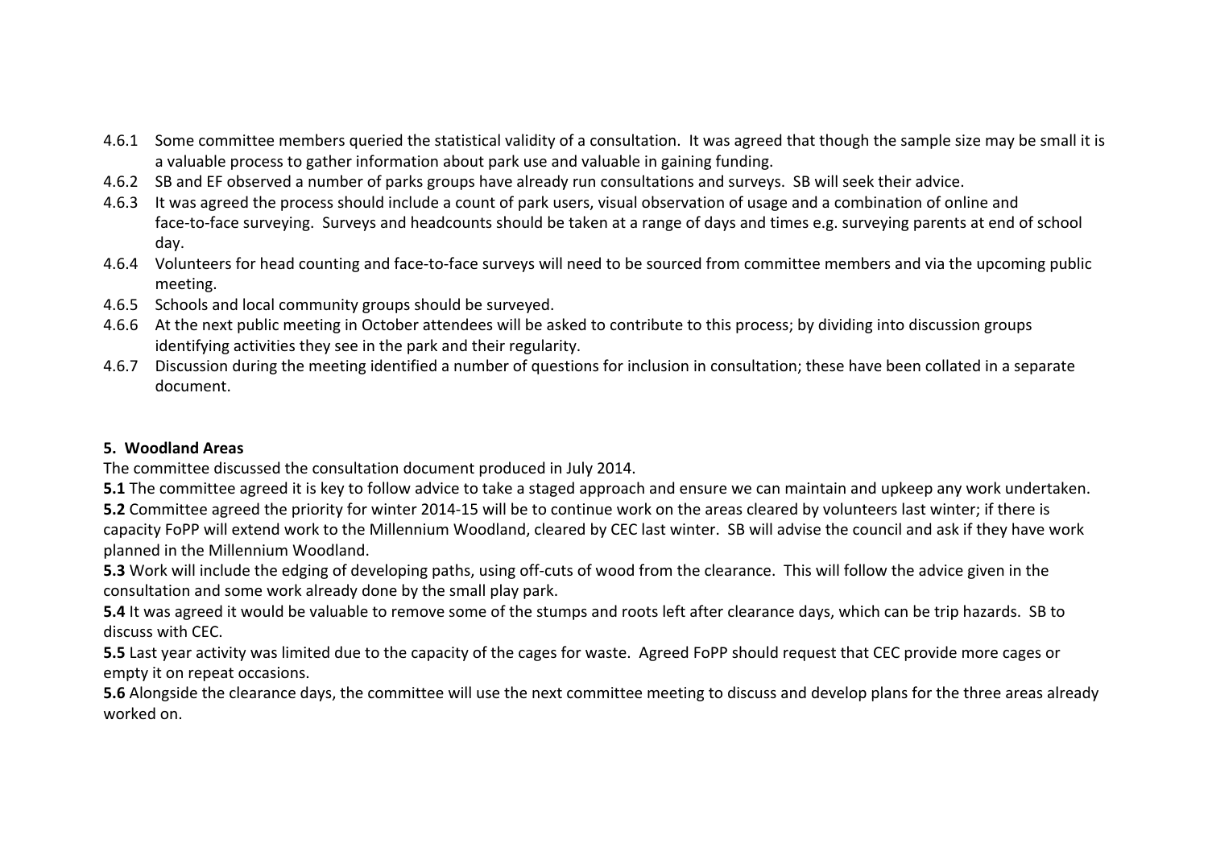4.6.1 Some committee members queried the statistical validity of a consultation. It was agreed that though the sample size may be small it is a valuable process to gather information about park use and valuable in gaining funding.

4.6.2 SB and EF observed a number of parks groups have already run consultations and surveys. SB will seek their advice.

4.6.3 It was agreed the process should include a count of park users, visual observation of usage and a combination of online and face-to-face surveying. Surveys and headcounts should be taken at a range of days and times e.g. surveying parents at end of school day.

4.6.4 Volunteers for head counting and face-to-face surveys will need to be sourced from committee members and via the upcoming public meeting.

4.6.5 Schools and local community groups should be surveyed.

4.6.6 At the next public meeting in October attendees will be asked to contribute to this process; by dividing into discussion groups identifying activities they see in the park and their regularity.

4.6.7 Discussion during the meeting identified a number of questions for inclusion in consultation; these have been collated in a separate document.

**5. Woodland Areas**

The committee discussed the consultation document produced in July 2014.

**5.1** The committee agreed it is key to follow advice to take a staged approach and ensure we can maintain and upkeep any work undertaken.

**5.2** Committee agreed the priority for winter 2014-15 will be to continue work on the areas cleared by volunteers last winter; if there is capacity FoPP will extend work to the Millennium Woodland, cleared by CEC last winter. SB will advise the council and ask if they have work planned in the Millennium Woodland.

**5.3** Work will include the edging of developing paths, using off-cuts of wood from the clearance. This will follow the advice given in the consultation and some work already done by the small play park.

**5.4** It was agreed it would be valuable to remove some of the stumps and roots left after clearance days, which can be trip hazards. SB to discuss with CEC.

**5.5** Last year activity was limited due to the capacity of the cages for waste. Agreed FoPP should request that CEC provide more cages or empty it on repeat occasions.

**5.6** Alongside the clearance days, the committee will use the next committee meeting to discuss and develop plans for the three areas already worked on.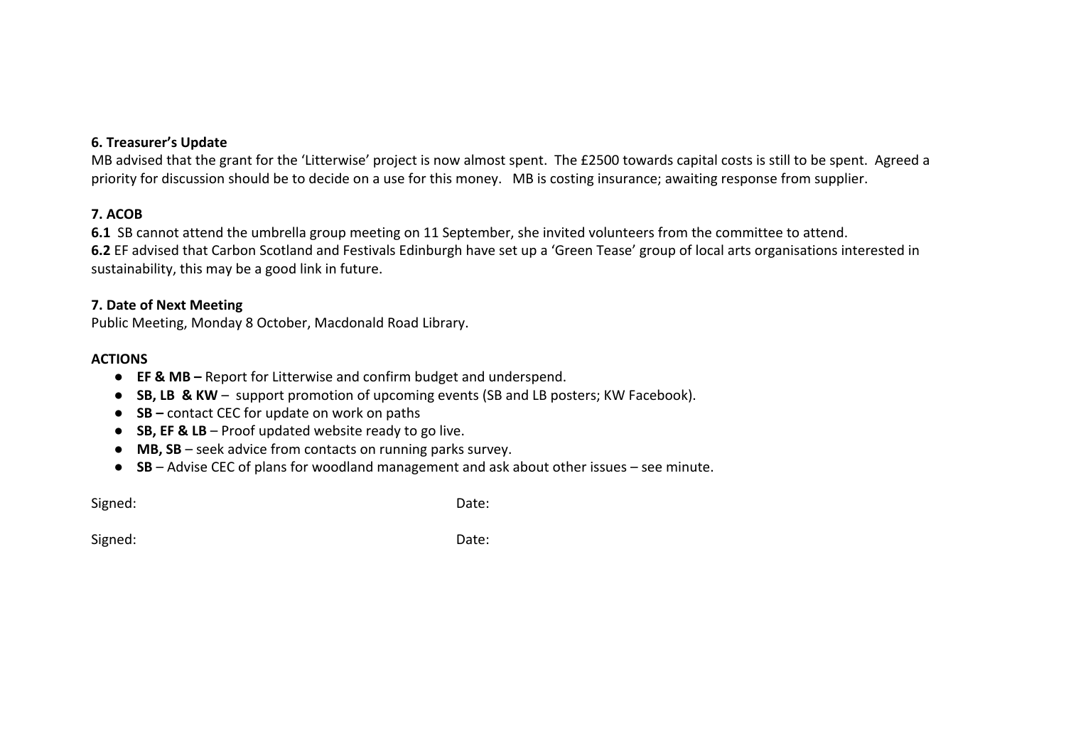**6. Treasurer's Update**

MB advised that the grant for the 'Litterwise' project is now almost spent. The £2500 towards capital costs is still to be spent. Agreed a priority for discussion should be to decide on a use for this money. MB is costing insurance; awaiting response from supplier.

**7. ACOB**

**6.1** SB cannot attend the umbrella group meeting on 11 September, she invited volunteers from the committee to attend.
**6.2** EF advised that Carbon Scotland and Festivals Edinburgh have set up a 'Green Tease' group of local arts organisations interested in sustainability, this may be a good link in future.

**7. Date of Next Meeting**

Public Meeting, Monday 8 October, Macdonald Road Library.

**ACTIONS**

- **EF & MB –** Report for Litterwise and confirm budget and underspend.
- **SB, LB & KW** – support promotion of upcoming events (SB and LB posters; KW Facebook).
- **SB –** contact CEC for update on work on paths
- **SB, EF & LB** – Proof updated website ready to go live.
- **MB, SB** – seek advice from contacts on running parks survey.
- **SB** – Advise CEC of plans for woodland management and ask about other issues – see minute.

Signed: Date:

Signed: Date: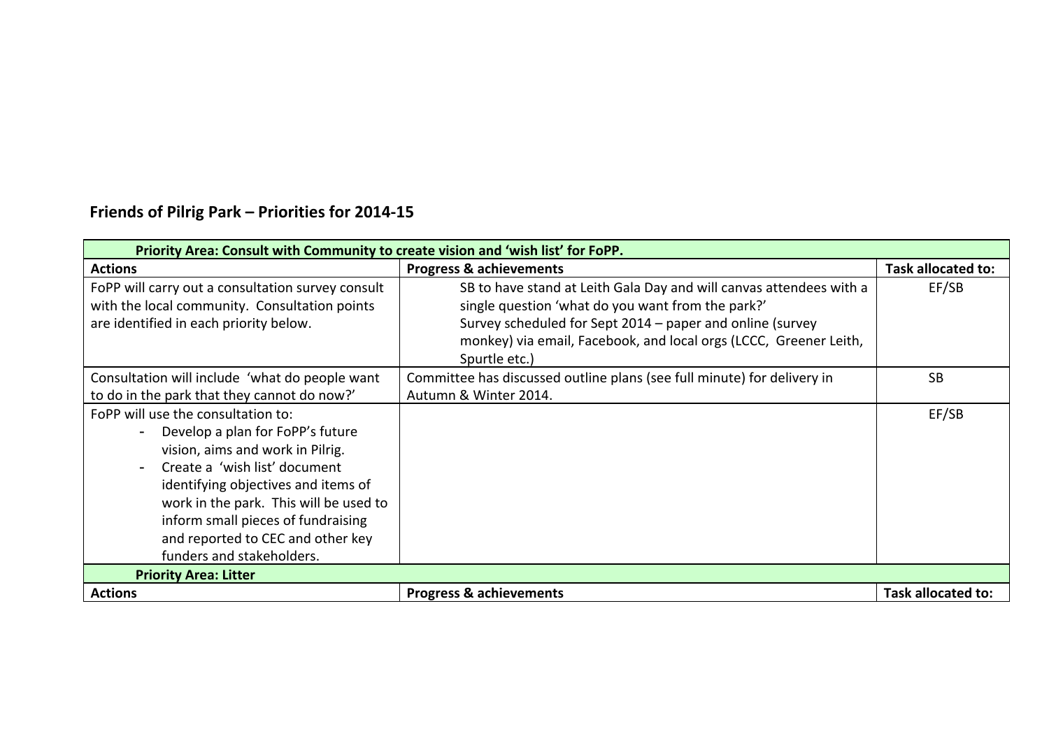## Friends of Pilrig Park – Priorities for 2014-15

| Priority Area: Consult with Community to create vision and 'wish list' for FoPP. | | |
|---|---|---|
| **Actions** | **Progress & achievements** | **Task allocated to:** |
| FoPP will carry out a consultation survey consult with the local community. Consultation points are identified in each priority below. | SB to have stand at Leith Gala Day and will canvas attendees with a single question 'what do you want from the park?' Survey scheduled for Sept 2014 – paper and online (survey monkey) via email, Facebook, and local orgs (LCCC, Greener Leith, Spurtle etc.) | EF/SB |
| Consultation will include 'what do people want to do in the park that they cannot do now?' | Committee has discussed outline plans (see full minute) for delivery in Autumn & Winter 2014. | SB |
| FoPP will use the consultation to: <br>- Develop a plan for FoPP's future vision, aims and work in Pilrig. <br>- Create a 'wish list' document identifying objectives and items of work in the park. This will be used to inform small pieces of fundraising and reported to CEC and other key funders and stakeholders. | | EF/SB |
| **Priority Area: Litter** | | |
| **Actions** | **Progress & achievements** | **Task allocated to:** |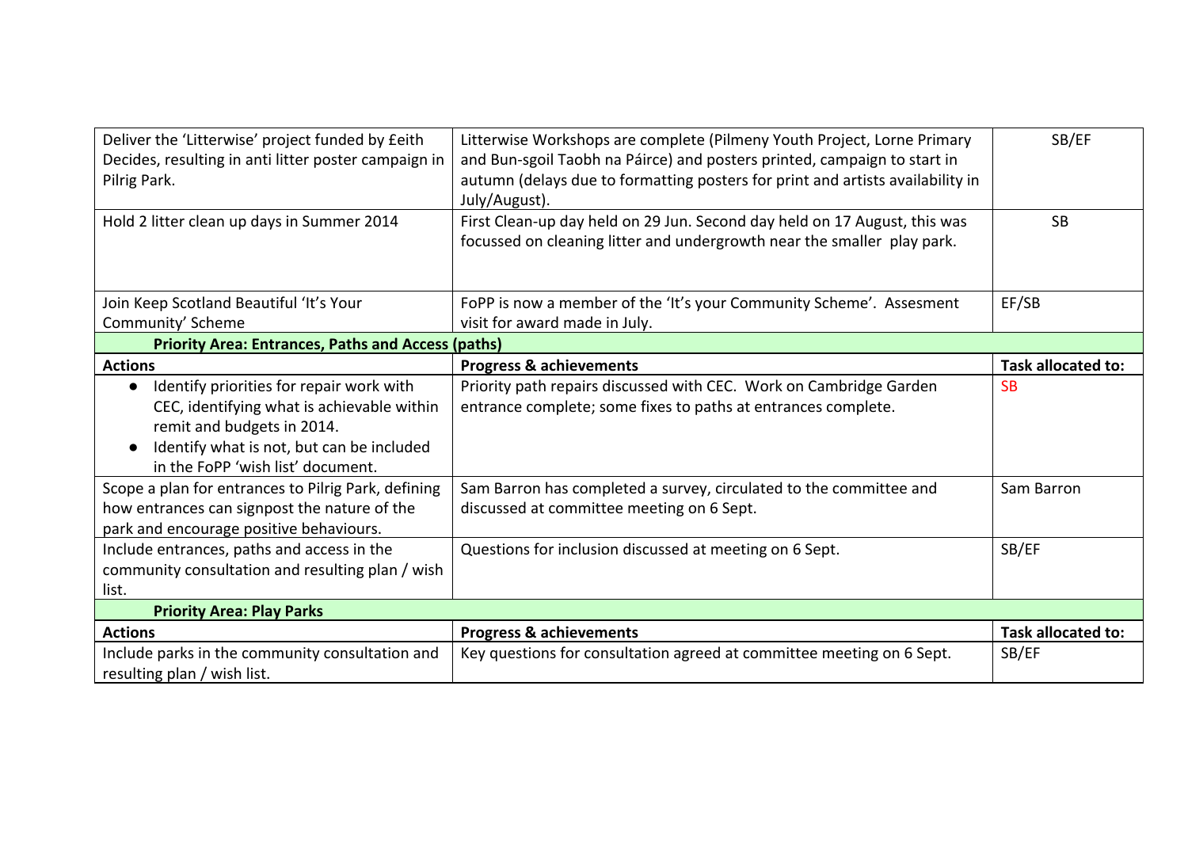| | | |
|---|---|---|
| Deliver the 'Litterwise' project funded by £eith Decides, resulting in anti litter poster campaign in Pilrig Park. | Litterwise Workshops are complete (Pilmeny Youth Project, Lorne Primary and Bun-sgoil Taobh na Páirce) and posters printed, campaign to start in autumn (delays due to formatting posters for print and artists availability in July/August). | SB/EF |
| Hold 2 litter clean up days in Summer 2014 | First Clean-up day held on 29 Jun. Second day held on 17 August, this was focussed on cleaning litter and undergrowth near the smaller play park. | SB |
| Join Keep Scotland Beautiful 'It's Your Community' Scheme | FoPP is now a member of the 'It's your Community Scheme'. Assesment visit for award made in July. | EF/SB |
| **Priority Area: Entrances, Paths and Access (paths)** | | |
| **Actions** | **Progress & achievements** | **Task allocated to:** |
| • Identify priorities for repair work with CEC, identifying what is achievable within remit and budgets in 2014.<br>• Identify what is not, but can be included in the FoPP 'wish list' document. | Priority path repairs discussed with CEC. Work on Cambridge Garden entrance complete; some fixes to paths at entrances complete. | SB |
| Scope a plan for entrances to Pilrig Park, defining how entrances can signpost the nature of the park and encourage positive behaviours. | Sam Barron has completed a survey, circulated to the committee and discussed at committee meeting on 6 Sept. | Sam Barron |
| Include entrances, paths and access in the community consultation and resulting plan / wish list. | Questions for inclusion discussed at meeting on 6 Sept. | SB/EF |
| **Priority Area: Play Parks** | | |
| **Actions** | **Progress & achievements** | **Task allocated to:** |
| Include parks in the community consultation and resulting plan / wish list. | Key questions for consultation agreed at committee meeting on 6 Sept. | SB/EF |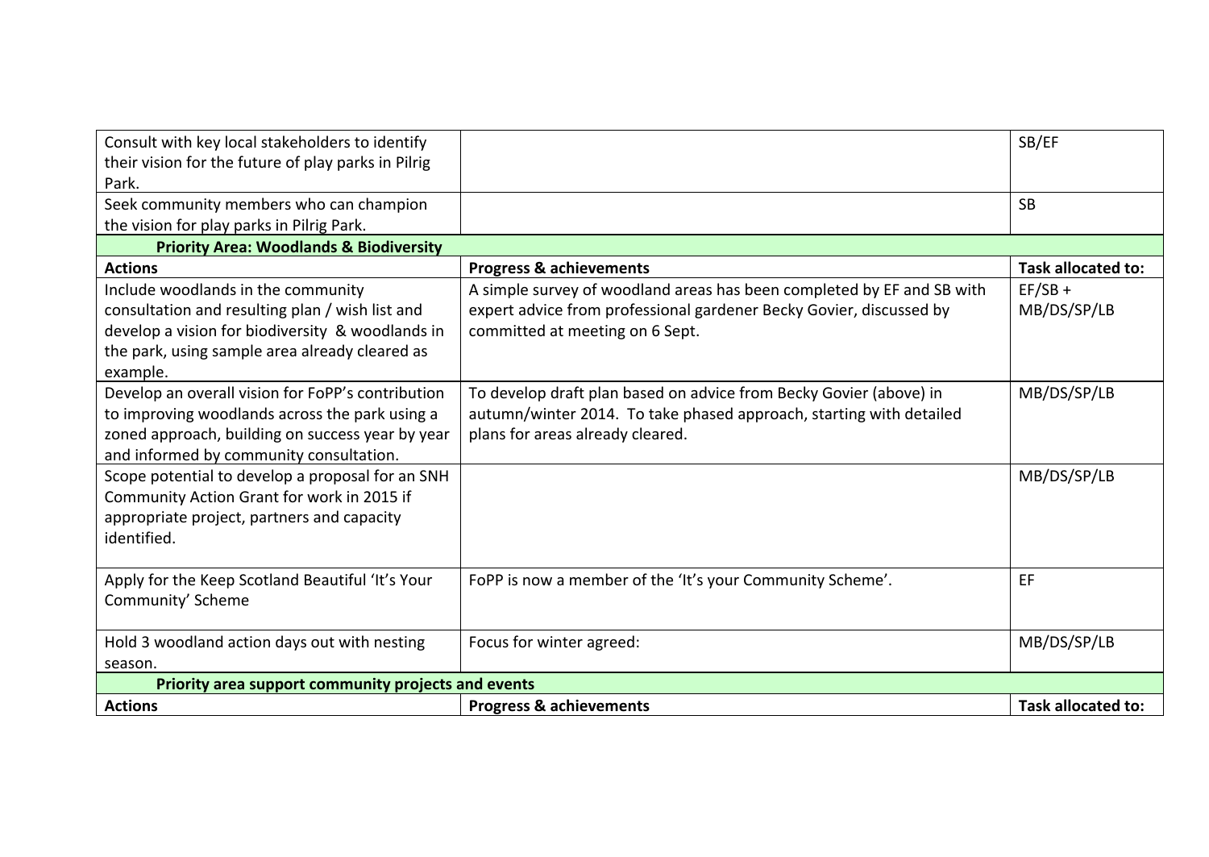| Actions | Progress & achievements | Task allocated to: |
|---|---|---|
| Consult with key local stakeholders to identify their vision for the future of play parks in Pilrig Park. | | SB/EF |
| Seek community members who can champion the vision for play parks in Pilrig Park. | | SB |
| **Priority Area: Woodlands & Biodiversity** | | |
| **Actions** | **Progress & achievements** | **Task allocated to:** |
| Include woodlands in the community consultation and resulting plan / wish list and develop a vision for biodiversity & woodlands in the park, using sample area already cleared as example. | A simple survey of woodland areas has been completed by EF and SB with expert advice from professional gardener Becky Govier, discussed by committed at meeting on 6 Sept. | EF/SB + MB/DS/SP/LB |
| Develop an overall vision for FoPP's contribution to improving woodlands across the park using a zoned approach, building on success year by year and informed by community consultation. | To develop draft plan based on advice from Becky Govier (above) in autumn/winter 2014. To take phased approach, starting with detailed plans for areas already cleared. | MB/DS/SP/LB |
| Scope potential to develop a proposal for an SNH Community Action Grant for work in 2015 if appropriate project, partners and capacity identified. | | MB/DS/SP/LB |
| Apply for the Keep Scotland Beautiful 'It's Your Community' Scheme | FoPP is now a member of the 'It's your Community Scheme'. | EF |
| Hold 3 woodland action days out with nesting season. | Focus for winter agreed: | MB/DS/SP/LB |
| **Priority area support community projects and events** | | |
| **Actions** | **Progress & achievements** | **Task allocated to:** |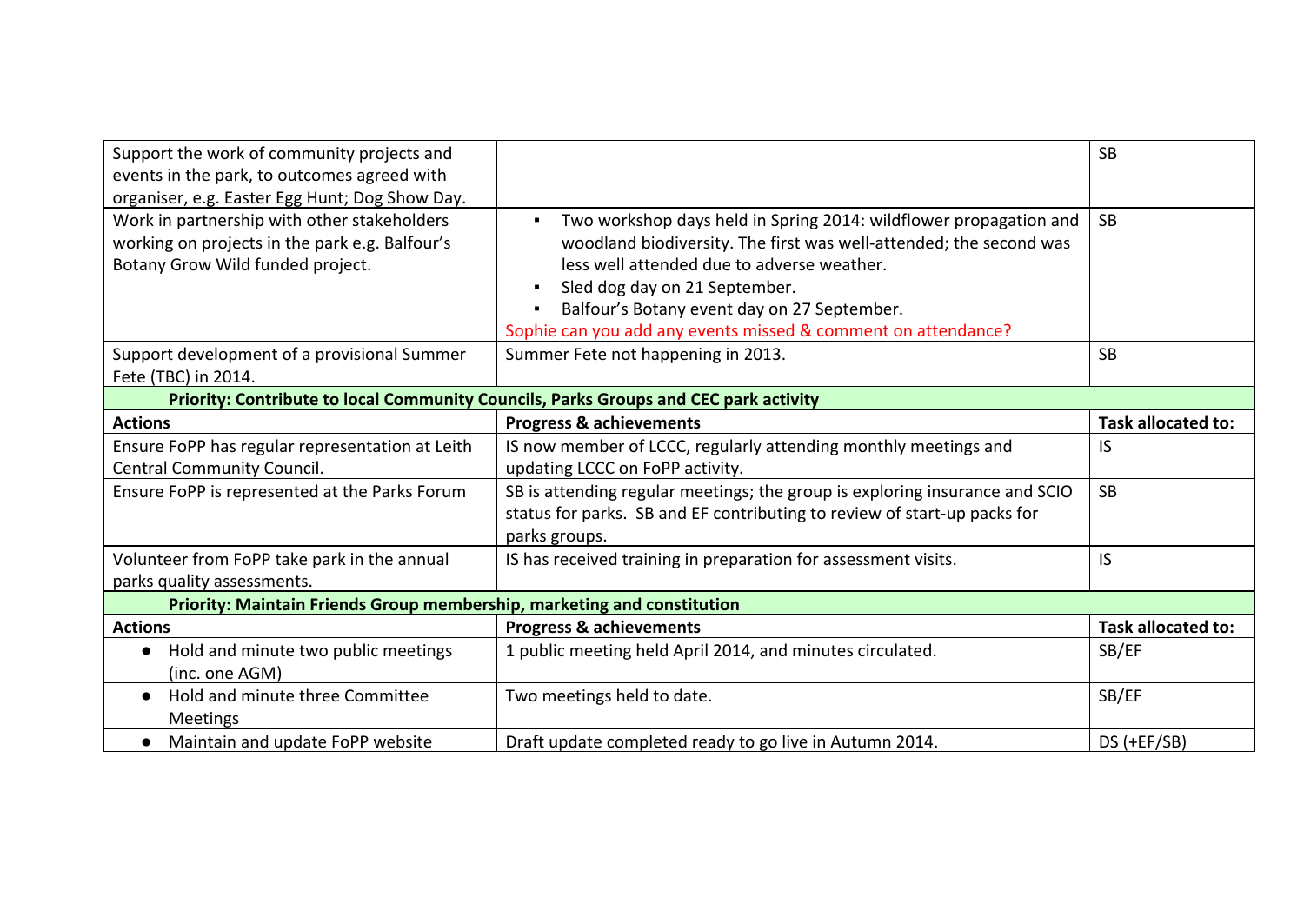| | | |
|---|---|---|
| Support the work of community projects and events in the park, to outcomes agreed with organiser, e.g. Easter Egg Hunt; Dog Show Day. | | SB |
| Work in partnership with other stakeholders working on projects in the park e.g. Balfour's Botany Grow Wild funded project. | ▪ Two workshop days held in Spring 2014: wildflower propagation and woodland biodiversity. The first was well-attended; the second was less well attended due to adverse weather.<br>▪ Sled dog day on 21 September.<br>▪ Balfour's Botany event day on 27 September.<br>Sophie can you add any events missed & comment on attendance? | SB |
| Support development of a provisional Summer Fete (TBC) in 2014. | Summer Fete not happening in 2013. | SB |
| **Priority: Contribute to local Community Councils, Parks Groups and CEC park activity** | | |
| **Actions** | **Progress & achievements** | **Task allocated to:** |
| Ensure FoPP has regular representation at Leith Central Community Council. | IS now member of LCCC, regularly attending monthly meetings and updating LCCC on FoPP activity. | IS |
| Ensure FoPP is represented at the Parks Forum | SB is attending regular meetings; the group is exploring insurance and SCIO status for parks. SB and EF contributing to review of start-up packs for parks groups. | SB |
| Volunteer from FoPP take park in the annual parks quality assessments. | IS has received training in preparation for assessment visits. | IS |
| **Priority: Maintain Friends Group membership, marketing and constitution** | | |
| **Actions** | **Progress & achievements** | **Task allocated to:** |
| ● Hold and minute two public meetings (inc. one AGM) | 1 public meeting held April 2014, and minutes circulated. | SB/EF |
| ● Hold and minute three Committee Meetings | Two meetings held to date. | SB/EF |
| ● Maintain and update FoPP website | Draft update completed ready to go live in Autumn 2014. | DS (+EF/SB) |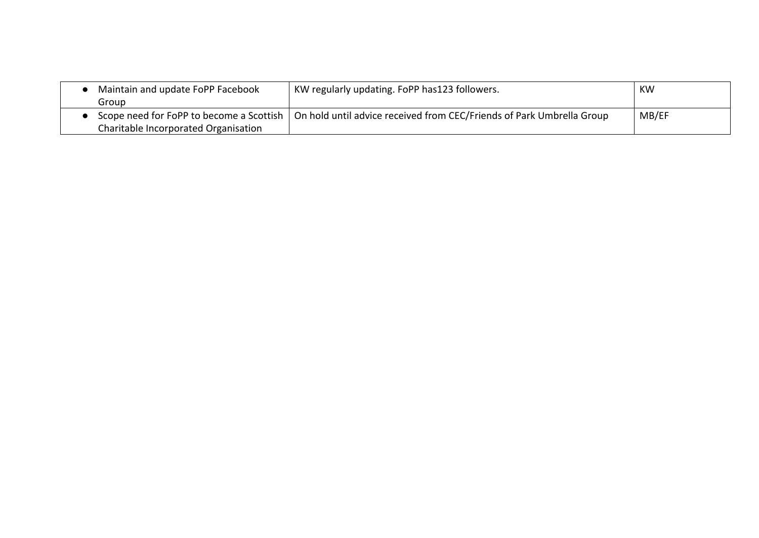| | | |
|---|---|---|
| • Maintain and update FoPP Facebook Group | KW regularly updating. FoPP has123 followers. | KW |
| • Scope need for FoPP to become a Scottish Charitable Incorporated Organisation | On hold until advice received from CEC/Friends of Park Umbrella Group | MB/EF |